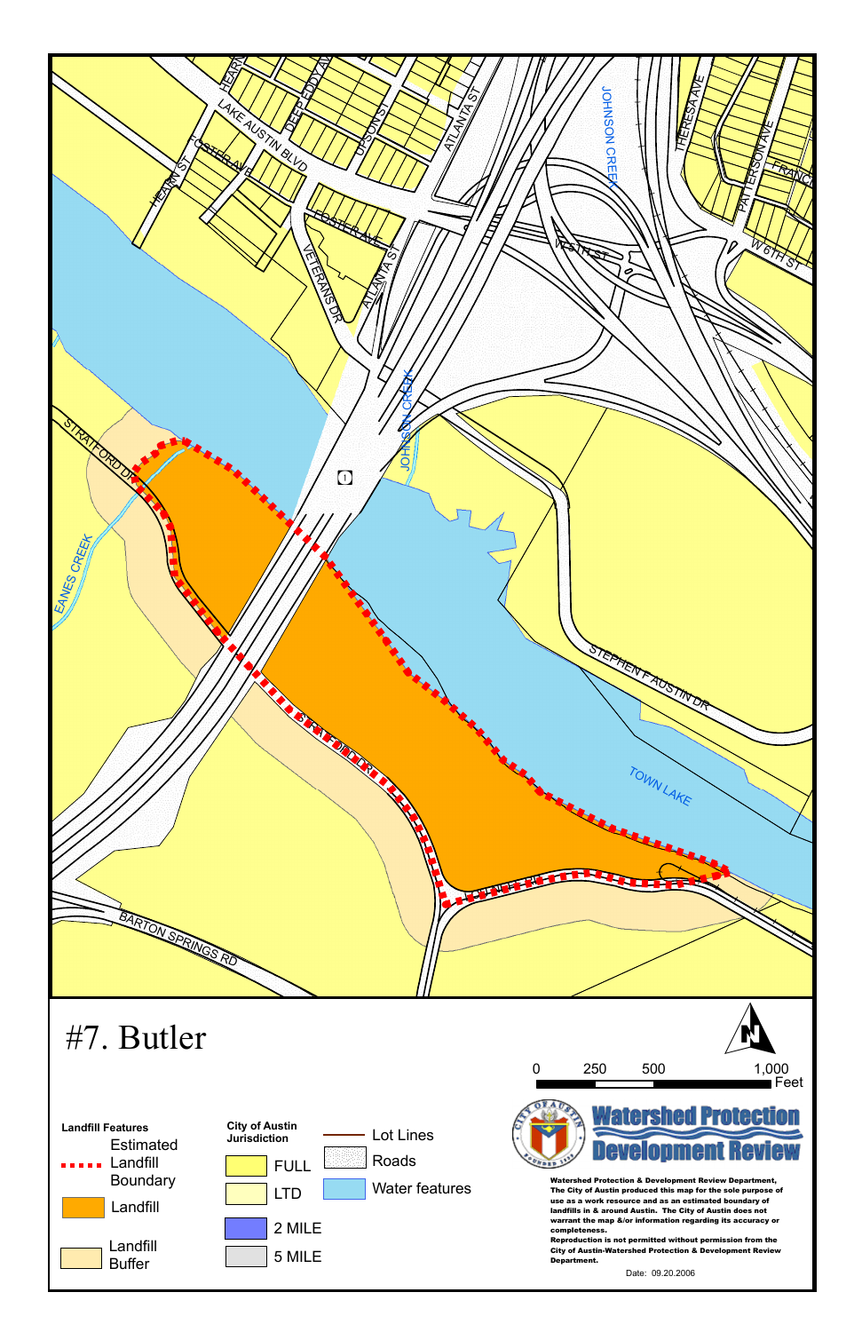# #7. Butler

**Landfill Features**

- Estimated Landfill Boundary
- Landfill
- Landfill Buffer

**City of Austin Jurisdiction**

- FULL
- LTD
- 2 MILE
- 5 MILE

- Lot Lines
- Roads
- Water features

0 250 500 1,000 Feet

**Watershed Protection Development Review**

**Watershed Protection & Development Review Department, The City of Austin produced this map for the sole purpose of use as a work resource and as an estimated boundary of landfills in & around Austin. The City of Austin does not warrant the map &/or information regarding its accuracy or completeness.**

**Reproduction is not permitted without permission from the City of Austin-Watershed Protection & Development Review Department.**

Date: 09.20.2006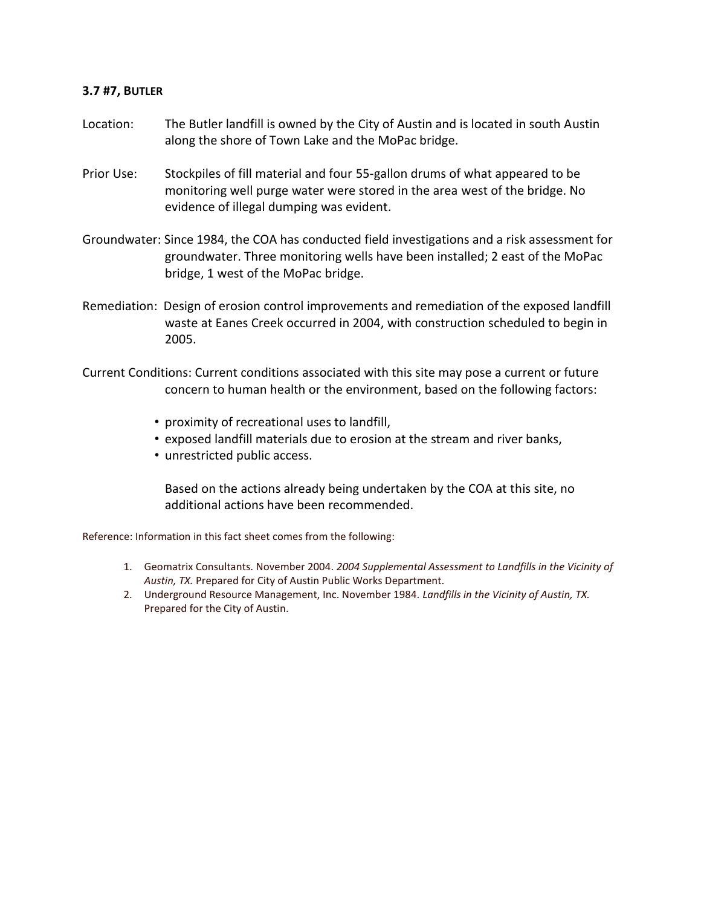### 3.7 #7, BUTLER

Location: The Butler landfill is owned by the City of Austin and is located in south Austin along the shore of Town Lake and the MoPac bridge.

Prior Use: Stockpiles of fill material and four 55-gallon drums of what appeared to be monitoring well purge water were stored in the area west of the bridge. No evidence of illegal dumping was evident.

Groundwater: Since 1984, the COA has conducted field investigations and a risk assessment for groundwater. Three monitoring wells have been installed; 2 east of the MoPac bridge, 1 west of the MoPac bridge.

Remediation: Design of erosion control improvements and remediation of the exposed landfill waste at Eanes Creek occurred in 2004, with construction scheduled to begin in 2005.

Current Conditions: Current conditions associated with this site may pose a current or future concern to human health or the environment, based on the following factors:

- proximity of recreational uses to landfill,
- exposed landfill materials due to erosion at the stream and river banks,
- unrestricted public access.

Based on the actions already being undertaken by the COA at this site, no additional actions have been recommended.

Reference: Information in this fact sheet comes from the following:

1. Geomatrix Consultants. November 2004. *2004 Supplemental Assessment to Landfills in the Vicinity of Austin, TX.* Prepared for City of Austin Public Works Department.
2. Underground Resource Management, Inc. November 1984. *Landfills in the Vicinity of Austin, TX.* Prepared for the City of Austin.